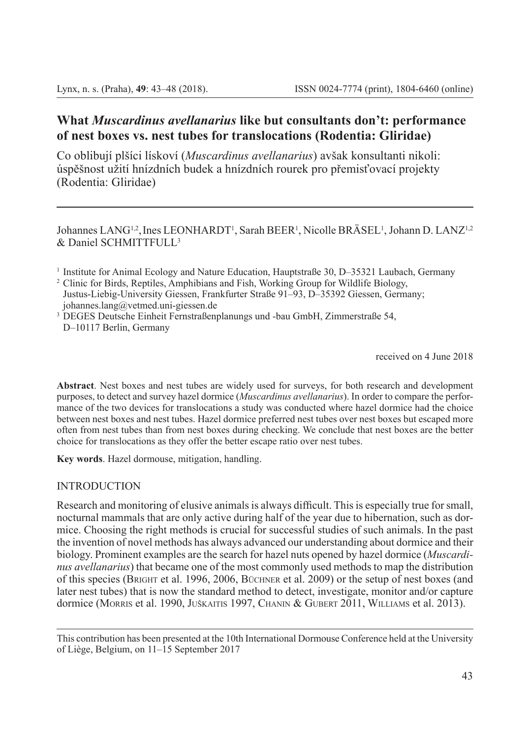# What *Muscardinus avellanarius* like but consultants don't: performance of nest boxes vs. nest tubes for translocations (Rodentia: Gliridae)

Co oblibují plšíci lískoví (*Muscardinus avellanarius*) avšak konsultanti nikoli: úspěšnost užití hnízdních budek a hnízdních rourek pro přemisťovací projekty (Rodentia: Gliridae)

Johannes LANG[1,2], Ines LEONHARDT[1], Sarah BEER[1], Nicolle BRÄSEL[1], Johann D. LANZ[1,2] & Daniel SCHMITTFULL[3]

[1] Institute for Animal Ecology and Nature Education, Hauptstraße 30, D–35321 Laubach, Germany
[2] Clinic for Birds, Reptiles, Amphibians and Fish, Working Group for Wildlife Biology, Justus-Liebig-University Giessen, Frankfurter Straße 91–93, D–35392 Giessen, Germany; johannes.lang@vetmed.uni-giessen.de
[3] DEGES Deutsche Einheit Fernstraßenplanungs und -bau GmbH, Zimmerstraße 54, D–10117 Berlin, Germany

received on 4 June 2018

**Abstract**. Nest boxes and nest tubes are widely used for surveys, for both research and development purposes, to detect and survey hazel dormice (*Muscardinus avellanarius*). In order to compare the performance of the two devices for translocations a study was conducted where hazel dormice had the choice between nest boxes and nest tubes. Hazel dormice preferred nest tubes over nest boxes but escaped more often from nest tubes than from nest boxes during checking. We conclude that nest boxes are the better choice for translocations as they offer the better escape ratio over nest tubes.

**Key words**. Hazel dormouse, mitigation, handling.

## INTRODUCTION

Research and monitoring of elusive animals is always difficult. This is especially true for small, nocturnal mammals that are only active during half of the year due to hibernation, such as dormice. Choosing the right methods is crucial for successful studies of such animals. In the past the invention of novel methods has always advanced our understanding about dormice and their biology. Prominent examples are the search for hazel nuts opened by hazel dormice (*Muscardinus avellanarius*) that became one of the most commonly used methods to map the distribution of this species (Bright et al. 1996, 2006, Büchner et al. 2009) or the setup of nest boxes (and later nest tubes) that is now the standard method to detect, investigate, monitor and/or capture dormice (Morris et al. 1990, Juškaitis 1997, Chanin & Gubert 2011, Williams et al. 2013).

This contribution has been presented at the 10th International Dormouse Conference held at the University of Liège, Belgium, on 11–15 September 2017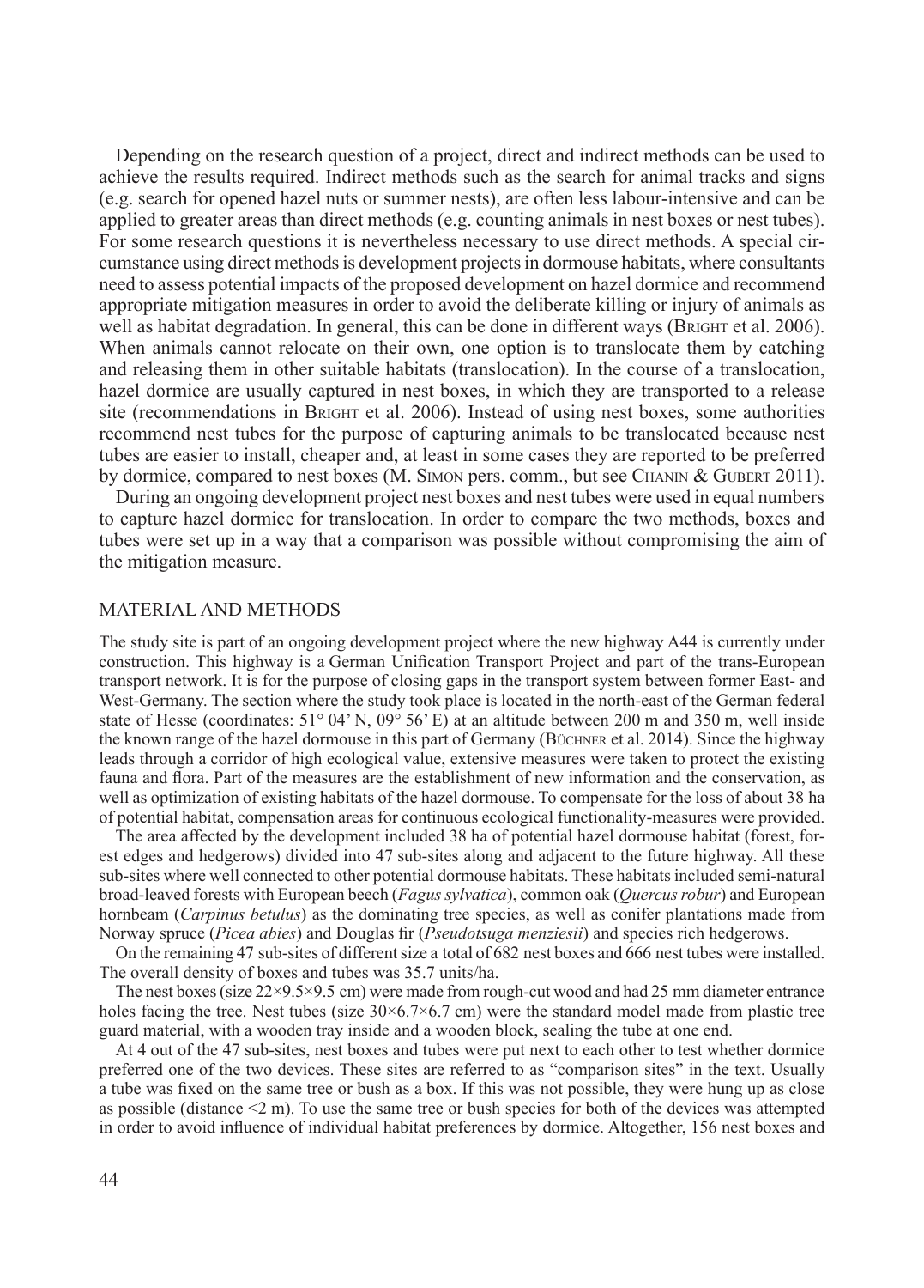Depending on the research question of a project, direct and indirect methods can be used to achieve the results required. Indirect methods such as the search for animal tracks and signs (e.g. search for opened hazel nuts or summer nests), are often less labour-intensive and can be applied to greater areas than direct methods (e.g. counting animals in nest boxes or nest tubes). For some research questions it is nevertheless necessary to use direct methods. A special circumstance using direct methods is development projects in dormouse habitats, where consultants need to assess potential impacts of the proposed development on hazel dormice and recommend appropriate mitigation measures in order to avoid the deliberate killing or injury of animals as well as habitat degradation. In general, this can be done in different ways (Bright et al. 2006). When animals cannot relocate on their own, one option is to translocate them by catching and releasing them in other suitable habitats (translocation). In the course of a translocation, hazel dormice are usually captured in nest boxes, in which they are transported to a release site (recommendations in Bright et al. 2006). Instead of using nest boxes, some authorities recommend nest tubes for the purpose of capturing animals to be translocated because nest tubes are easier to install, cheaper and, at least in some cases they are reported to be preferred by dormice, compared to nest boxes (M. Simon pers. comm., but see Chanin & Gubert 2011).

During an ongoing development project nest boxes and nest tubes were used in equal numbers to capture hazel dormice for translocation. In order to compare the two methods, boxes and tubes were set up in a way that a comparison was possible without compromising the aim of the mitigation measure.

## MATERIAL AND METHODS

The study site is part of an ongoing development project where the new highway A44 is currently under construction. This highway is a German Unification Transport Project and part of the trans-European transport network. It is for the purpose of closing gaps in the transport system between former East- and West-Germany. The section where the study took place is located in the north-east of the German federal state of Hesse (coordinates: 51° 04' N, 09° 56' E) at an altitude between 200 m and 350 m, well inside the known range of the hazel dormouse in this part of Germany (Büchner et al. 2014). Since the highway leads through a corridor of high ecological value, extensive measures were taken to protect the existing fauna and flora. Part of the measures are the establishment of new information and the conservation, as well as optimization of existing habitats of the hazel dormouse. To compensate for the loss of about 38 ha of potential habitat, compensation areas for continuous ecological functionality-measures were provided.

The area affected by the development included 38 ha of potential hazel dormouse habitat (forest, forest edges and hedgerows) divided into 47 sub-sites along and adjacent to the future highway. All these sub-sites where well connected to other potential dormouse habitats. These habitats included semi-natural broad-leaved forests with European beech (*Fagus sylvatica*), common oak (*Quercus robur*) and European hornbeam (*Carpinus betulus*) as the dominating tree species, as well as conifer plantations made from Norway spruce (*Picea abies*) and Douglas fir (*Pseudotsuga menziesii*) and species rich hedgerows.

On the remaining 47 sub-sites of different size a total of 682 nest boxes and 666 nest tubes were installed. The overall density of boxes and tubes was 35.7 units/ha.

The nest boxes (size 22×9.5×9.5 cm) were made from rough-cut wood and had 25 mm diameter entrance holes facing the tree. Nest tubes (size 30×6.7×6.7 cm) were the standard model made from plastic tree guard material, with a wooden tray inside and a wooden block, sealing the tube at one end.

At 4 out of the 47 sub-sites, nest boxes and tubes were put next to each other to test whether dormice preferred one of the two devices. These sites are referred to as "comparison sites" in the text. Usually a tube was fixed on the same tree or bush as a box. If this was not possible, they were hung up as close as possible (distance <2 m). To use the same tree or bush species for both of the devices was attempted in order to avoid influence of individual habitat preferences by dormice. Altogether, 156 nest boxes and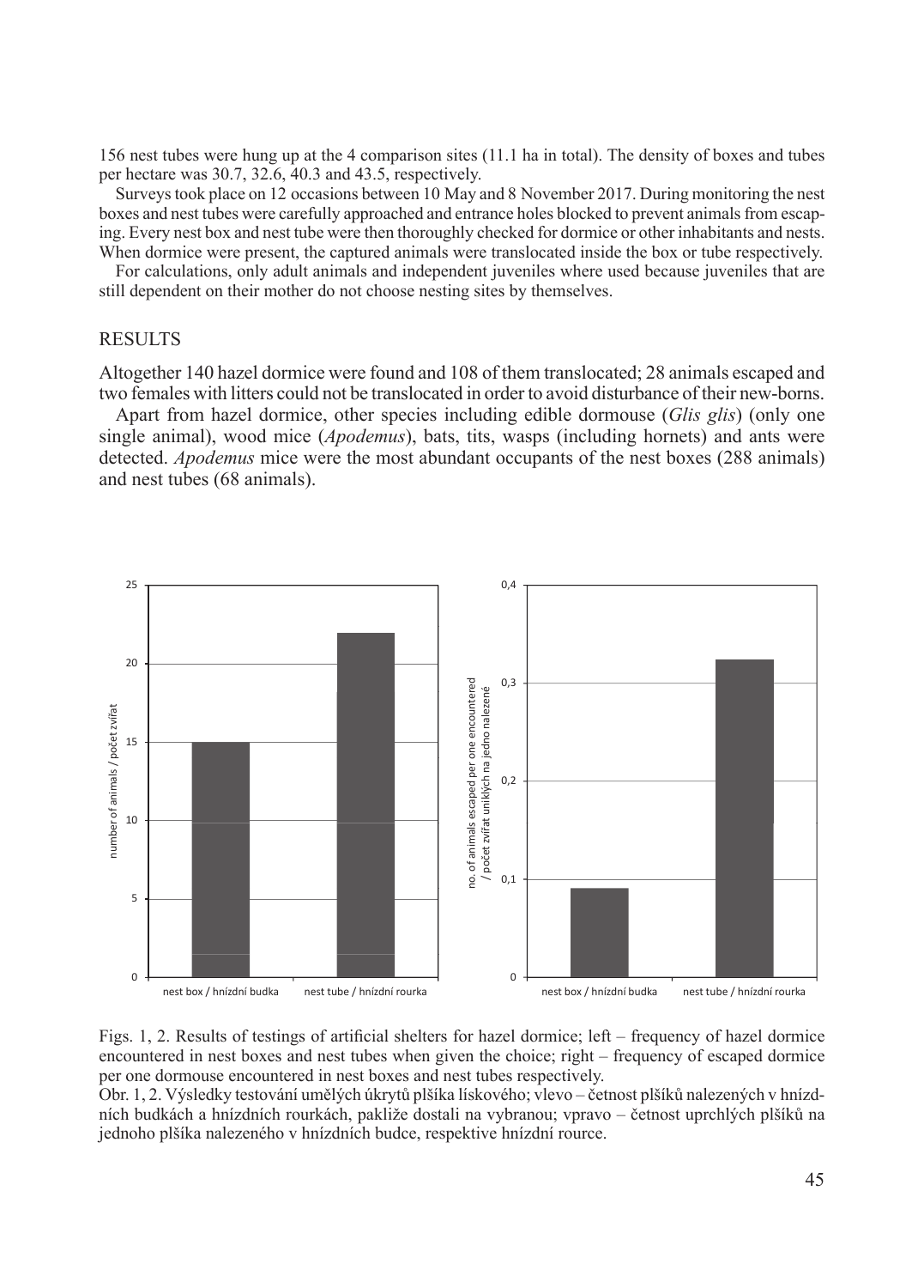156 nest tubes were hung up at the 4 comparison sites (11.1 ha in total). The density of boxes and tubes per hectare was 30.7, 32.6, 40.3 and 43.5, respectively.

Surveys took place on 12 occasions between 10 May and 8 November 2017. During monitoring the nest boxes and nest tubes were carefully approached and entrance holes blocked to prevent animals from escaping. Every nest box and nest tube were then thoroughly checked for dormice or other inhabitants and nests. When dormice were present, the captured animals were translocated inside the box or tube respectively.

For calculations, only adult animals and independent juveniles where used because juveniles that are still dependent on their mother do not choose nesting sites by themselves.

## RESULTS

Altogether 140 hazel dormice were found and 108 of them translocated; 28 animals escaped and two females with litters could not be translocated in order to avoid disturbance of their new-borns.

Apart from hazel dormice, other species including edible dormouse (*Glis glis*) (only one single animal), wood mice (*Apodemus*), bats, tits, wasps (including hornets) and ants were detected. *Apodemus* mice were the most abundant occupants of the nest boxes (288 animals) and nest tubes (68 animals).

Figs. 1, 2. Results of testings of artificial shelters for hazel dormice; left – frequency of hazel dormice encountered in nest boxes and nest tubes when given the choice; right – frequency of escaped dormice per one dormouse encountered in nest boxes and nest tubes respectively.

Obr. 1, 2. Výsledky testování umělých úkrytů plšíka lískového; vlevo – četnost plšíků nalezených v hnízdních budkách a hnízdních rourkách, pakliže dostali na vybranou; vpravo – četnost uprchlých plšíků na jednoho plšíka nalezeného v hnízdních budce, respektive hnízdní rource.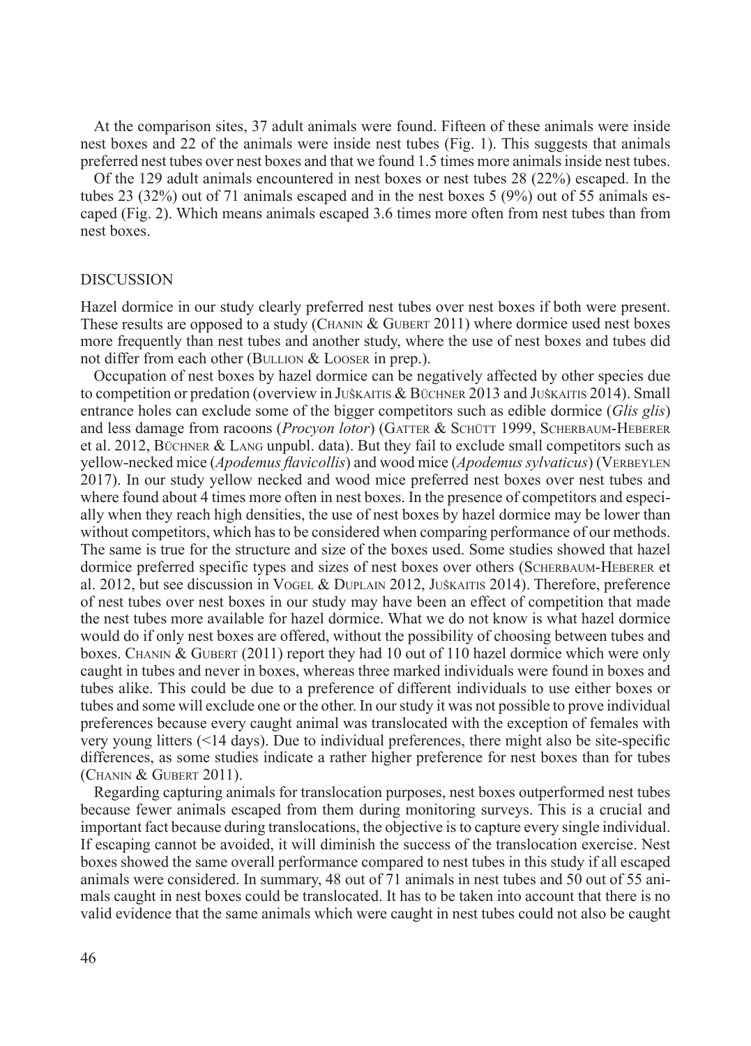At the comparison sites, 37 adult animals were found. Fifteen of these animals were inside nest boxes and 22 of the animals were inside nest tubes (Fig. 1). This suggests that animals preferred nest tubes over nest boxes and that we found 1.5 times more animals inside nest tubes.

Of the 129 adult animals encountered in nest boxes or nest tubes 28 (22%) escaped. In the tubes 23 (32%) out of 71 animals escaped and in the nest boxes 5 (9%) out of 55 animals escaped (Fig. 2). Which means animals escaped 3.6 times more often from nest tubes than from nest boxes.

## DISCUSSION

Hazel dormice in our study clearly preferred nest tubes over nest boxes if both were present. These results are opposed to a study (Chanin & Gubert 2011) where dormice used nest boxes more frequently than nest tubes and another study, where the use of nest boxes and tubes did not differ from each other (Bullion & Looser in prep.).

Occupation of nest boxes by hazel dormice can be negatively affected by other species due to competition or predation (overview in Juškaitis & Büchner 2013 and Juškaitis 2014). Small entrance holes can exclude some of the bigger competitors such as edible dormice (*Glis glis*) and less damage from racoons (*Procyon lotor*) (Gatter & Schütt 1999, Scherbaum-Heberer et al. 2012, Büchner & Lang unpubl. data). But they fail to exclude small competitors such as yellow-necked mice (*Apodemus flavicollis*) and wood mice (*Apodemus sylvaticus*) (Verbeylen 2017). In our study yellow necked and wood mice preferred nest boxes over nest tubes and where found about 4 times more often in nest boxes. In the presence of competitors and especially when they reach high densities, the use of nest boxes by hazel dormice may be lower than without competitors, which has to be considered when comparing performance of our methods. The same is true for the structure and size of the boxes used. Some studies showed that hazel dormice preferred specific types and sizes of nest boxes over others (Scherbaum-Heberer et al. 2012, but see discussion in Vogel & Duplain 2012, Juškaitis 2014). Therefore, preference of nest tubes over nest boxes in our study may have been an effect of competition that made the nest tubes more available for hazel dormice. What we do not know is what hazel dormice would do if only nest boxes are offered, without the possibility of choosing between tubes and boxes. Chanin & Gubert (2011) report they had 10 out of 110 hazel dormice which were only caught in tubes and never in boxes, whereas three marked individuals were found in boxes and tubes alike. This could be due to a preference of different individuals to use either boxes or tubes and some will exclude one or the other. In our study it was not possible to prove individual preferences because every caught animal was translocated with the exception of females with very young litters (<14 days). Due to individual preferences, there might also be site-specific differences, as some studies indicate a rather higher preference for nest boxes than for tubes (Chanin & Gubert 2011).

Regarding capturing animals for translocation purposes, nest boxes outperformed nest tubes because fewer animals escaped from them during monitoring surveys. This is a crucial and important fact because during translocations, the objective is to capture every single individual. If escaping cannot be avoided, it will diminish the success of the translocation exercise. Nest boxes showed the same overall performance compared to nest tubes in this study if all escaped animals were considered. In summary, 48 out of 71 animals in nest tubes and 50 out of 55 animals caught in nest boxes could be translocated. It has to be taken into account that there is no valid evidence that the same animals which were caught in nest tubes could not also be caught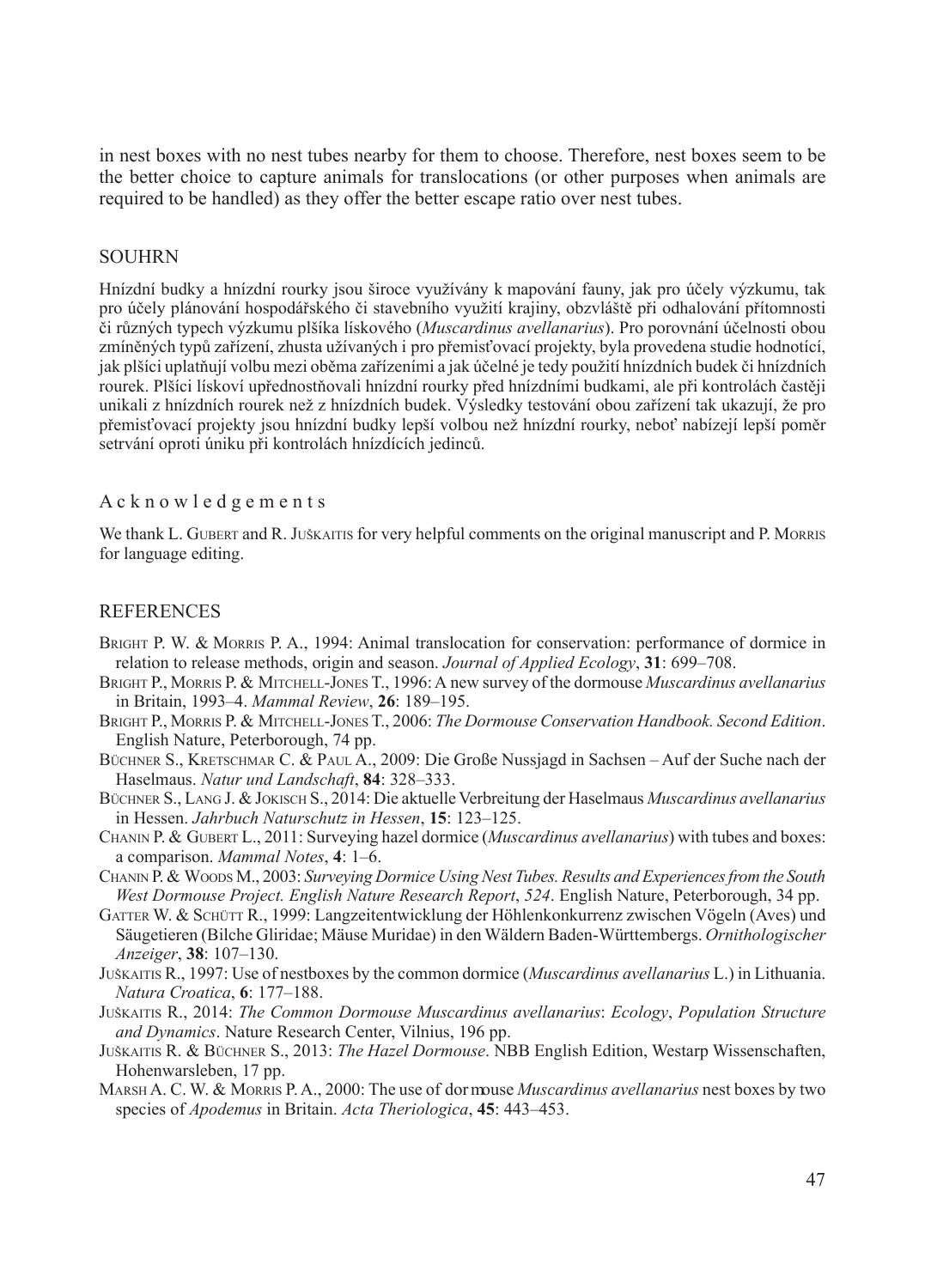in nest boxes with no nest tubes nearby for them to choose. Therefore, nest boxes seem to be the better choice to capture animals for translocations (or other purposes when animals are required to be handled) as they offer the better escape ratio over nest tubes.

## SOUHRN

Hnízdní budky a hnízdní rourky jsou široce využívány k mapování fauny, jak pro účely výzkumu, tak pro účely plánování hospodářského či stavebního využití krajiny, obzvláště při odhalování přítomnosti či různých typech výzkumu plšíka lískového (*Muscardinus avellanarius*). Pro porovnání účelnosti obou zmíněných typů zařízení, zhusta užívaných i pro přemisťovací projekty, byla provedena studie hodnotící, jak plšíci uplatňují volbu mezi oběma zařízeními a jak účelné je tedy použití hnízdních budek či hnízdních rourek. Plšíci lískoví upřednostňovali hnízdní rourky před hnízdními budkami, ale při kontrolách častěji unikali z hnízdních rourek než z hnízdních budek. Výsledky testování obou zařízení tak ukazují, že pro přemisťovací projekty jsou hnízdní budky lepší volbou než hnízdní rourky, neboť nabízejí lepší poměr setrvání oproti úniku při kontrolách hnízdících jedinců.

## Acknowledgements

We thank L. Gubert and R. Juškaitis for very helpful comments on the original manuscript and P. Morris for language editing.

## REFERENCES

Bright P. W. & Morris P. A., 1994: Animal translocation for conservation: performance of dormice in relation to release methods, origin and season. *Journal of Applied Ecology*, **31**: 699–708.

Bright P., Morris P. & Mitchell-Jones T., 1996: A new survey of the dormouse *Muscardinus avellanarius* in Britain, 1993–4. *Mammal Review*, **26**: 189–195.

Bright P., Morris P. & Mitchell-Jones T., 2006: *The Dormouse Conservation Handbook. Second Edition*. English Nature, Peterborough, 74 pp.

Büchner S., Kretschmar C. & Paul A., 2009: Die Große Nussjagd in Sachsen – Auf der Suche nach der Haselmaus. *Natur und Landschaft*, **84**: 328–333.

Büchner S., Lang J. & Jokisch S., 2014: Die aktuelle Verbreitung der Haselmaus *Muscardinus avellanarius* in Hessen. *Jahrbuch Naturschutz in Hessen*, **15**: 123–125.

Chanin P. & Gubert L., 2011: Surveying hazel dormice (*Muscardinus avellanarius*) with tubes and boxes: a comparison. *Mammal Notes*, **4**: 1–6.

Chanin P. & Woods M., 2003: *Surveying Dormice Using Nest Tubes. Results and Experiences from the South West Dormouse Project. English Nature Research Report*, *524*. English Nature, Peterborough, 34 pp.

Gatter W. & Schütt R., 1999: Langzeitentwicklung der Höhlenkonkurrenz zwischen Vögeln (Aves) und Säugetieren (Bilche Gliridae; Mäuse Muridae) in den Wäldern Baden-Württembergs. *Ornithologischer Anzeiger*, **38**: 107–130.

Juškaitis R., 1997: Use of nestboxes by the common dormice (*Muscardinus avellanarius* L.) in Lithuania. *Natura Croatica*, **6**: 177–188.

Juškaitis R., 2014: *The Common Dormouse Muscardinus avellanarius*: *Ecology*, *Population Structure and Dynamics*. Nature Research Center, Vilnius, 196 pp.

Juškaitis R. & Büchner S., 2013: *The Hazel Dormouse*. NBB English Edition, Westarp Wissenschaften, Hohenwarsleben, 17 pp.

Marsh A. C. W. & Morris P. A., 2000: The use of dormouse *Muscardinus avellanarius* nest boxes by two species of *Apodemus* in Britain. *Acta Theriologica*, **45**: 443–453.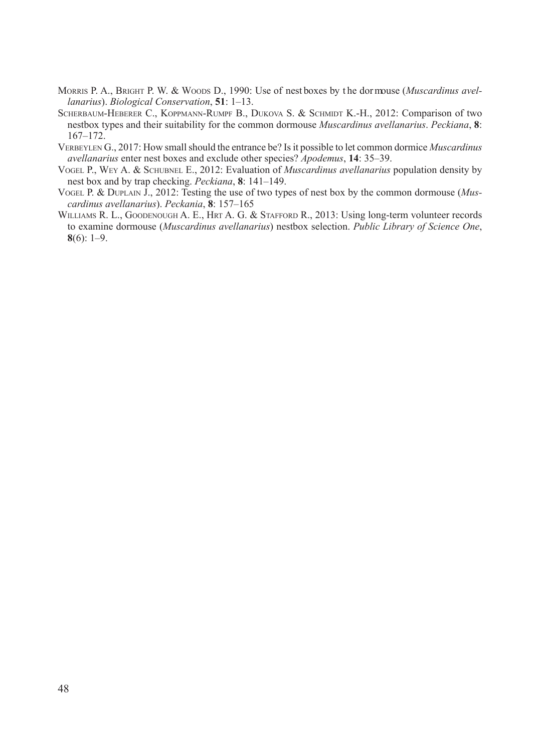Morris P. A., Bright P. W. & Woods D., 1990: Use of nest boxes by the dormouse (*Muscardinus avellanarius*). *Biological Conservation*, **51**: 1–13.

Scherbaum-Heberer C., Koppmann-Rumpf B., Dukova S. & Schmidt K.-H., 2012: Comparison of two nestbox types and their suitability for the common dormouse *Muscardinus avellanarius*. *Peckiana*, **8**: 167–172.

Verbeylen G., 2017: How small should the entrance be? Is it possible to let common dormice *Muscardinus avellanarius* enter nest boxes and exclude other species? *Apodemus*, **14**: 35–39.

Vogel P., Wey A. & Schubnel E., 2012: Evaluation of *Muscardinus avellanarius* population density by nest box and by trap checking. *Peckiana*, **8**: 141–149.

Vogel P. & Duplain J., 2012: Testing the use of two types of nest box by the common dormouse (*Muscardinus avellanarius*). *Peckania*, **8**: 157–165

Williams R. L., Goodenough A. E., Hrt A. G. & Stafford R., 2013: Using long-term volunteer records to examine dormouse (*Muscardinus avellanarius*) nestbox selection. *Public Library of Science One*, **8**(6): 1–9.